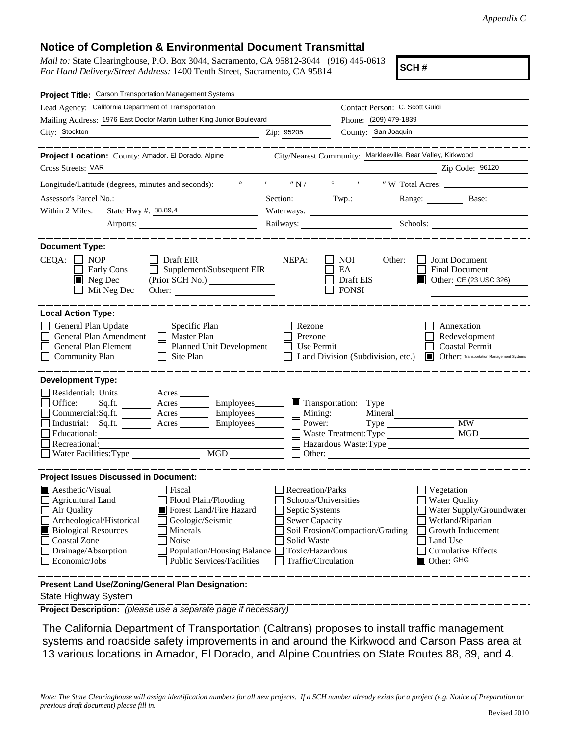*Appendix C*

## Notice of Completion & Environmental Document Transmittal

*Mail to:* State Clearinghouse, P.O. Box 3044, Sacramento, CA 95812-3044 (916) 445-0613
*For Hand Delivery/Street Address:* 1400 Tenth Street, Sacramento, CA 95814

**SCH #**

**Project Title:** Carson Transportation Management Systems

Lead Agency: California Department of Transportation
Contact Person: C. Scott Guidi

Mailing Address: 1976 East Doctor Martin Luther King Junior Boulevard
Phone: (209) 479-1839

City: Stockton  Zip: 95205  County: San Joaquin

---

**Project Location:** County: Amador, El Dorado, Alpine  City/Nearest Community: Markleeville, Bear Valley, Kirkwood

Cross Streets: VAR  Zip Code: 96120

Longitude/Latitude (degrees, minutes and seconds): ____° ____′ ____″ N / ____° ____′ ____″ W Total Acres: ______

Assessor's Parcel No.: ______ Section: ______ Twp.: ______ Range: ______ Base: ______

Within 2 Miles: State Hwy #: 88,89,4  Waterways: ______

Airports: ______ Railways: ______ Schools: ______

---

**Document Type:**

CEQA: ☐ NOP ☐ Early Cons ☒ Neg Dec ☐ Mit Neg Dec ☐ Draft EIR ☐ Supplement/Subsequent EIR (Prior SCH No.) ______ Other: ______

NEPA: ☐ NOI ☐ EA ☐ Draft EIS ☐ FONSI

Other: ☐ Joint Document ☐ Final Document ☒ Other: CE (23 USC 326)

---

**Local Action Type:**

☐ General Plan Update ☐ General Plan Amendment ☐ General Plan Element ☐ Community Plan ☐ Specific Plan ☐ Master Plan ☐ Planned Unit Development ☐ Site Plan ☐ Rezone ☐ Prezone ☐ Use Permit ☐ Land Division (Subdivision, etc.) ☐ Annexation ☐ Redevelopment ☐ Coastal Permit ☒ Other: Transportation Management Systems

---

**Development Type:**

☐ Residential: Units ____ Acres ____
☐ Office: Sq.ft. ____ Acres ____ Employees ____
☐ Commercial: Sq.ft. ____ Acres ____ Employees ____
☐ Industrial: Sq.ft. ____ Acres ____ Employees ____
☐ Educational: ______
☐ Recreational: ______
☐ Water Facilities: Type ______ MGD ______
☒ Transportation: Type ______
☐ Mining: Mineral ______
☐ Power: Type ______ MW ______
☐ Waste Treatment: Type ______ MGD ______
☐ Hazardous Waste: Type ______
☐ Other: ______

---

**Project Issues Discussed in Document:**

☒ Aesthetic/Visual
☐ Agricultural Land
☐ Air Quality
☐ Archeological/Historical
☒ Biological Resources
☐ Coastal Zone
☐ Drainage/Absorption
☐ Economic/Jobs
☐ Fiscal
☐ Flood Plain/Flooding
☒ Forest Land/Fire Hazard
☐ Geologic/Seismic
☐ Minerals
☐ Noise
☐ Population/Housing Balance
☐ Public Services/Facilities
☐ Recreation/Parks
☐ Schools/Universities
☐ Septic Systems
☐ Sewer Capacity
☐ Soil Erosion/Compaction/Grading
☐ Solid Waste
☐ Toxic/Hazardous
☐ Traffic/Circulation
☐ Vegetation
☐ Water Quality
☐ Water Supply/Groundwater
☐ Wetland/Riparian
☐ Growth Inducement
☐ Land Use
☐ Cumulative Effects
☒ Other: GHG

---

**Present Land Use/Zoning/General Plan Designation:**

State Highway System

**Project Description:** *(please use a separate page if necessary)*

The California Department of Transportation (Caltrans) proposes to install traffic management systems and roadside safety improvements in and around the Kirkwood and Carson Pass area at 13 various locations in Amador, El Dorado, and Alpine Countries on State Routes 88, 89, and 4.

*Note: The State Clearinghouse will assign identification numbers for all new projects. If a SCH number already exists for a project (e.g. Notice of Preparation or previous draft document) please fill in.*

Revised 2010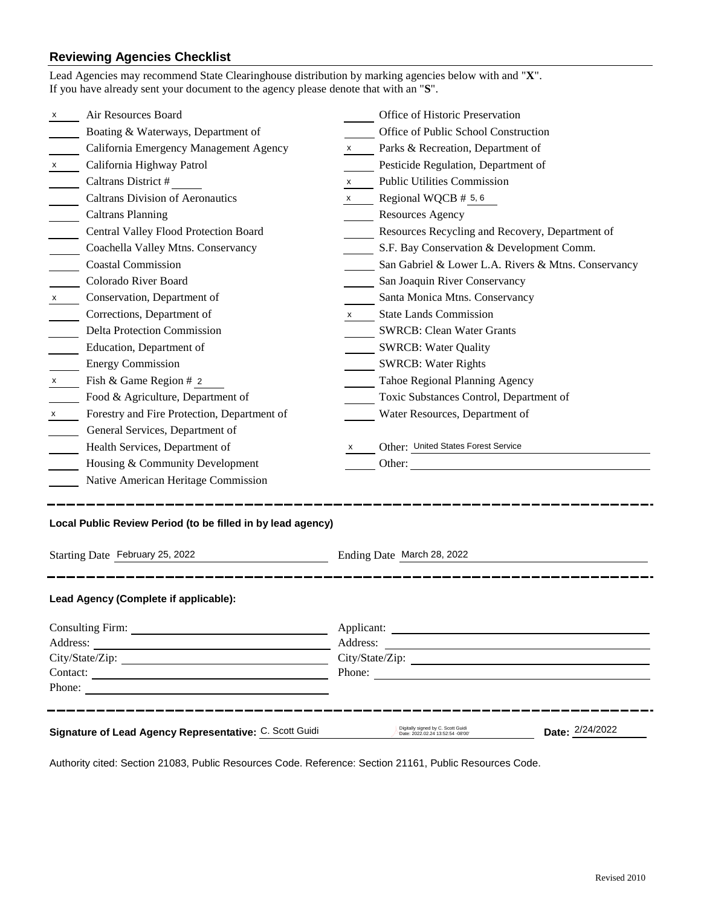## Reviewing Agencies Checklist

Lead Agencies may recommend State Clearinghouse distribution by marking agencies below with and "**X**".
If you have already sent your document to the agency please denote that with an "**S**".

| | | | |
|---|---|---|---|
| x | Air Resources Board | | Office of Historic Preservation |
| | Boating & Waterways, Department of | | Office of Public School Construction |
| | California Emergency Management Agency | x | Parks & Recreation, Department of |
| x | California Highway Patrol | | Pesticide Regulation, Department of |
| | Caltrans District # | x | Public Utilities Commission |
| | Caltrans Division of Aeronautics | x | Regional WQCB # 5, 6 |
| | Caltrans Planning | | Resources Agency |
| | Central Valley Flood Protection Board | | Resources Recycling and Recovery, Department of |
| | Coachella Valley Mtns. Conservancy | | S.F. Bay Conservation & Development Comm. |
| | Coastal Commission | | San Gabriel & Lower L.A. Rivers & Mtns. Conservancy |
| | Colorado River Board | | San Joaquin River Conservancy |
| x | Conservation, Department of | | Santa Monica Mtns. Conservancy |
| | Corrections, Department of | x | State Lands Commission |
| | Delta Protection Commission | | SWRCB: Clean Water Grants |
| | Education, Department of | | SWRCB: Water Quality |
| | Energy Commission | | SWRCB: Water Rights |
| x | Fish & Game Region # 2 | | Tahoe Regional Planning Agency |
| | Food & Agriculture, Department of | | Toxic Substances Control, Department of |
| x | Forestry and Fire Protection, Department of | | Water Resources, Department of |
| | General Services, Department of | | |
| | Health Services, Department of | x | Other: United States Forest Service |
| | Housing & Community Development | | Other: |
| | Native American Heritage Commission | | |

---

**Local Public Review Period (to be filled in by lead agency)**

Starting Date February 25, 2022 Ending Date March 28, 2022

---

**Lead Agency (Complete if applicable):**

Consulting Firm:
Address:
City/State/Zip:
Contact:
Phone:

Applicant:
Address:
City/State/Zip:
Phone:

---

**Signature of Lead Agency Representative:** C. Scott Guidi Digitally signed by C. Scott Guidi Date: 2022.02.24 13:52:54 -08'00' **Date:** 2/24/2022

Authority cited: Section 21083, Public Resources Code. Reference: Section 21161, Public Resources Code.

Revised 2010